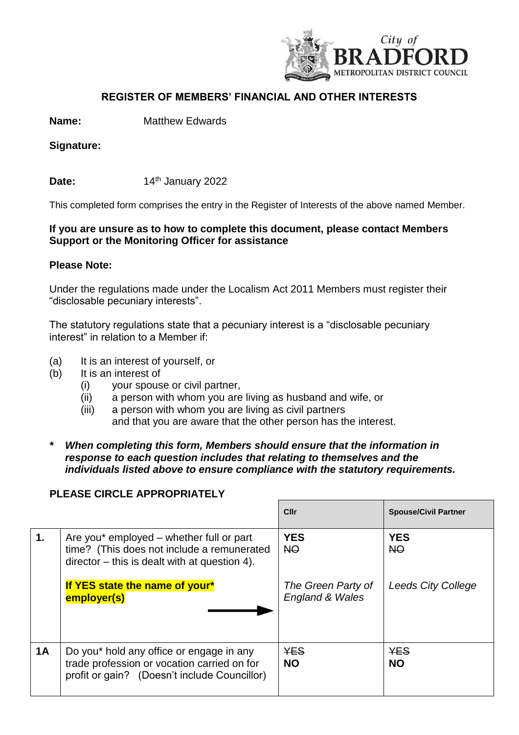City of **BRADFORD** METROPOLITAN DISTRICT COUNCIL

## REGISTER OF MEMBERS' FINANCIAL AND OTHER INTERESTS

**Name:** Matthew Edwards

**Signature:**

**Date:** 14th January 2022

This completed form comprises the entry in the Register of Interests of the above named Member.

**If you are unsure as to how to complete this document, please contact Members Support or the Monitoring Officer for assistance**

**Please Note:**

Under the regulations made under the Localism Act 2011 Members must register their "disclosable pecuniary interests".

The statutory regulations state that a pecuniary interest is a "disclosable pecuniary interest" in relation to a Member if:

(a) It is an interest of yourself, or
(b) It is an interest of
    (i) your spouse or civil partner,
    (ii) a person with whom you are living as husband and wife, or
    (iii) a person with whom you are living as civil partners
    and that you are aware that the other person has the interest.

**\* *When completing this form, Members should ensure that the information in response to each question includes that relating to themselves and the individuals listed above to ensure compliance with the statutory requirements.***

**PLEASE CIRCLE APPROPRIATELY**

| | | Cllr | Spouse/Civil Partner |
|---|---|---|---|
| **1.** | Are you* employed – whether full or part time? (This does not include a remunerated director – this is dealt with at question 4).<br><br>**If YES state the name of your* employer(s)** → | **YES**<br>~~NO~~<br><br>*The Green Party of England & Wales* | **YES**<br>~~NO~~<br><br>*Leeds City College* |
| **1A** | Do you* hold any office or engage in any trade profession or vocation carried on for profit or gain? (Doesn't include Councillor) | ~~YES~~<br>**NO** | ~~YES~~<br>**NO** |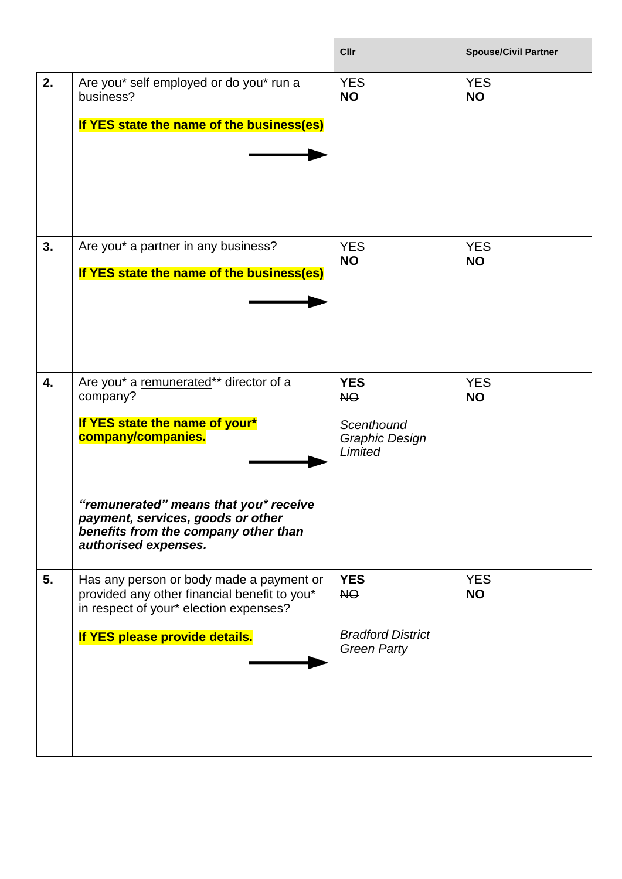| | | Cllr | Spouse/Civil Partner |
|---|---|---|---|
| **2.** | Are you* self employed or do you* run a business?<br><br>**If YES state the name of the business(es)** | ~~YES~~<br>**NO** | ~~YES~~<br>**NO** |
| **3.** | Are you* a partner in any business?<br><br>**If YES state the name of the business(es)** | ~~YES~~<br>**NO** | ~~YES~~<br>**NO** |
| **4.** | Are you* a remunerated** director of a company?<br><br>**If YES state the name of your* company/companies.**<br><br>***"remunerated" means that you* receive payment, services, goods or other benefits from the company other than authorised expenses.*** | **YES**<br>~~NO~~<br><br>*Scenthound Graphic Design Limited* | ~~YES~~<br>**NO** |
| **5.** | Has any person or body made a payment or provided any other financial benefit to you* in respect of your* election expenses?<br><br>**If YES please provide details.** | **YES**<br>~~NO~~<br><br>*Bradford District Green Party* | ~~YES~~<br>**NO** |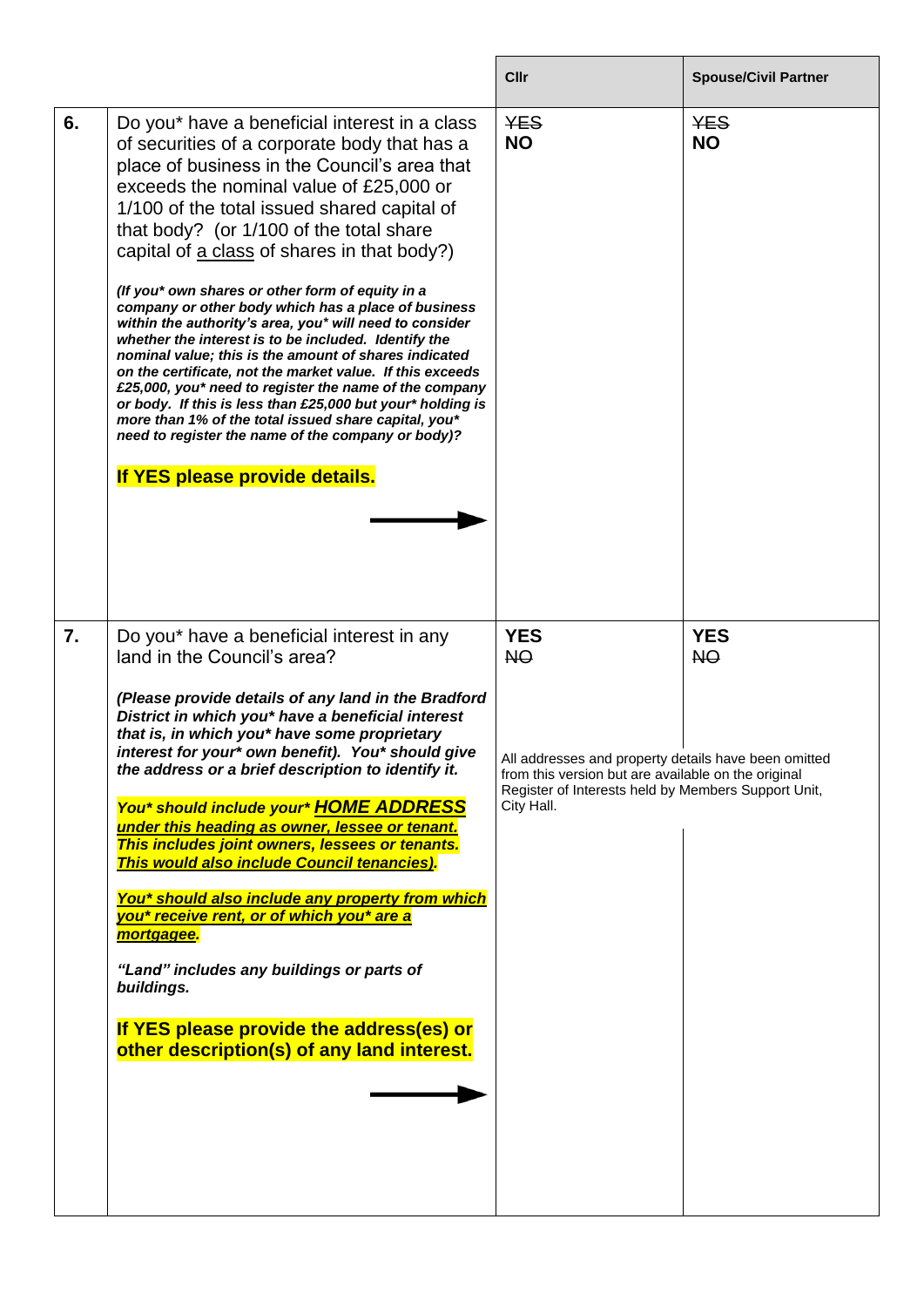| | | Cllr | Spouse/Civil Partner |
|---|---|---|---|
| **6.** | Do you* have a beneficial interest in a class of securities of a corporate body that has a place of business in the Council's area that exceeds the nominal value of £25,000 or 1/100 of the total issued shared capital of that body? (or 1/100 of the total share capital of <u>a class</u> of shares in that body?)<br><br>***(If you* own shares or other form of equity in a company or other body which has a place of business within the authority's area, you* will need to consider whether the interest is to be included. Identify the nominal value; this is the amount of shares indicated on the certificate, not the market value. If this exceeds £25,000, you* need to register the name of the company or body. If this is less than £25,000 but your* holding is more than 1% of the total issued share capital, you* need to register the name of the company or body)?***<br><br>**If YES please provide details.** → | ~~YES~~<br>**NO** | ~~YES~~<br>**NO** |
| **7.** | Do you* have a beneficial interest in any land in the Council's area?<br><br>***(Please provide details of any land in the Bradford District in which you* have a beneficial interest that is, in which you* have some proprietary interest for your* own benefit). You* should give the address or a brief description to identify it.***<br><br>***You* should include your* <u>HOME ADDRESS</u> <u>under this heading as owner, lessee or tenant.</u> This includes joint owners, lessees or tenants. <u>This would also include Council tenancies)</u>.***<br><br>***<u>You* should also include any property from which you* receive rent, or of which you* are a mortgagee</u>.***<br><br>***"Land" includes any buildings or parts of buildings.***<br><br>**If YES please provide the address(es) or other description(s) of any land interest.** → | **YES**<br>~~NO~~<br><br>All addresses and property details have been omitted from this version but are available on the original Register of Interests held by Members Support Unit, City Hall. | **YES**<br>~~NO~~ |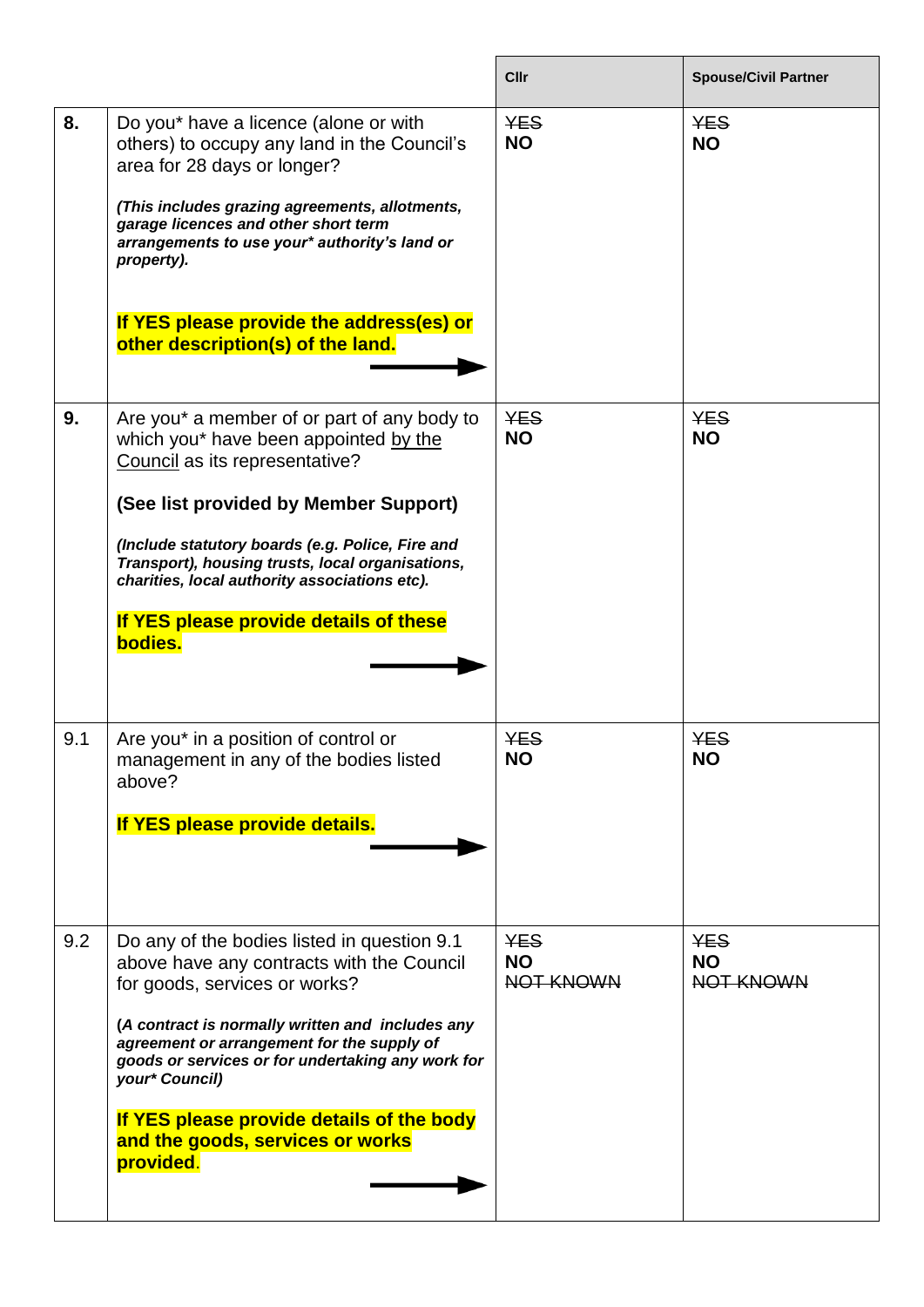| | | Cllr | Spouse/Civil Partner |
|---|---|---|---|
| **8.** | Do you* have a licence (alone or with others) to occupy any land in the Council's area for 28 days or longer?<br><br>***(This includes grazing agreements, allotments, garage licences and other short term arrangements to use your* authority's land or property).***<br><br>**If YES please provide the address(es) or other description(s) of the land.** → | ~~**YES**~~<br>**NO** | ~~**YES**~~<br>**NO** |
| **9.** | Are you* a member of or part of any body to which you* have been appointed <u>by the Council</u> as its representative?<br><br>**(See list provided by Member Support)**<br><br>***(Include statutory boards (e.g. Police, Fire and Transport), housing trusts, local organisations, charities, local authority associations etc).***<br><br>**If YES please provide details of these bodies.** → | ~~**YES**~~<br>**NO** | ~~**YES**~~<br>**NO** |
| 9.1 | Are you* in a position of control or management in any of the bodies listed above?<br><br>**If YES please provide details.** → | ~~**YES**~~<br>**NO** | ~~**YES**~~<br>**NO** |
| 9.2 | Do any of the bodies listed in question 9.1 above have any contracts with the Council for goods, services or works?<br><br>**(*A contract is normally written and includes any agreement or arrangement for the supply of goods or services or for undertaking any work for your* Council*)**<br><br>**If YES please provide details of the body and the goods, services or works provided.** → | ~~**YES**~~<br>**NO**<br>~~NOT KNOWN~~ | ~~**YES**~~<br>**NO**<br>~~NOT KNOWN~~ |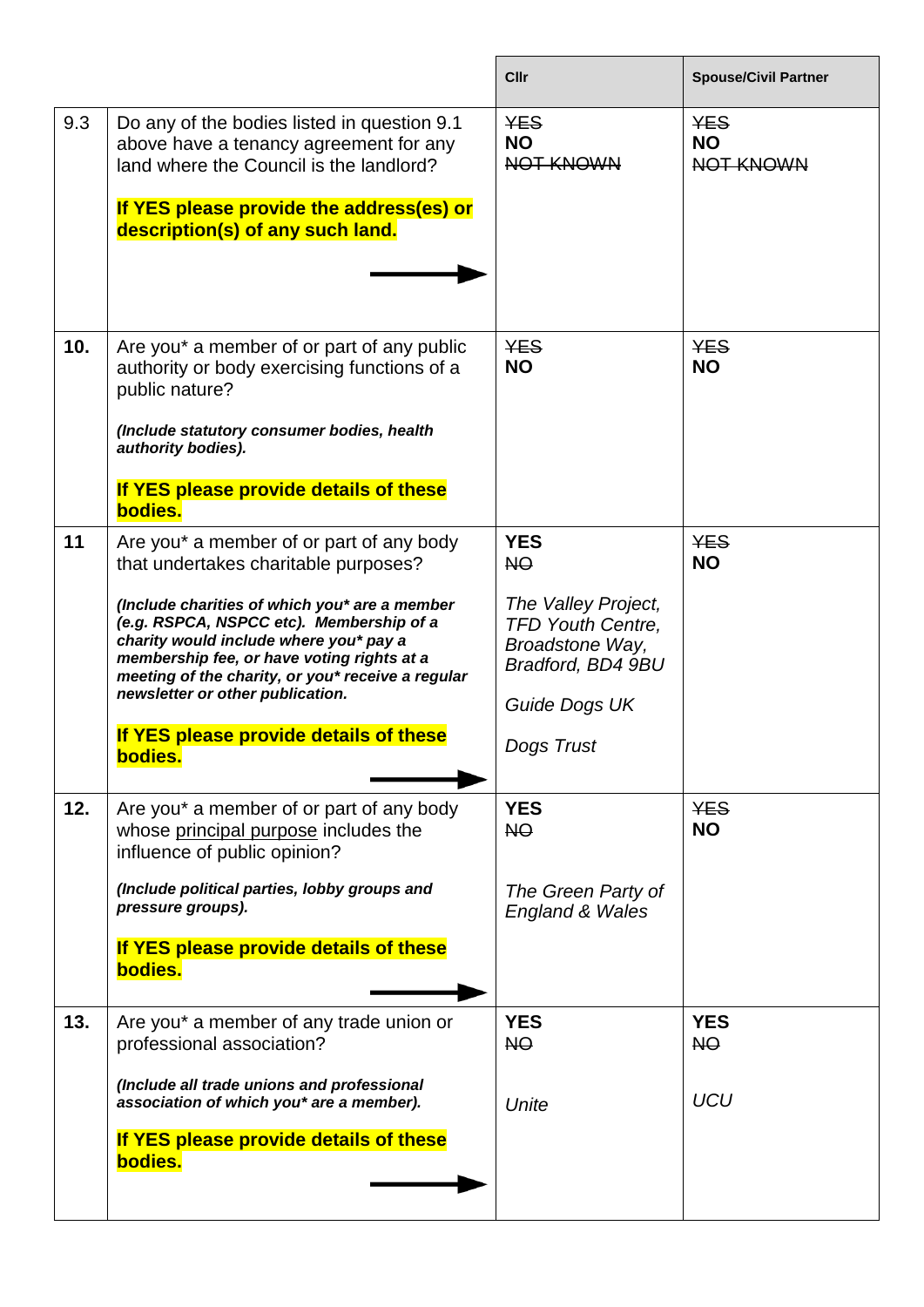| | | Cllr | Spouse/Civil Partner |
|---|---|---|---|
| 9.3 | Do any of the bodies listed in question 9.1 above have a tenancy agreement for any land where the Council is the landlord?<br><br>**If YES please provide the address(es) or description(s) of any such land.** | ~~YES~~<br>**NO**<br>~~NOT KNOWN~~ | ~~YES~~<br>**NO**<br>~~NOT KNOWN~~ |
| **10.** | Are you* a member of or part of any public authority or body exercising functions of a public nature?<br><br>***(Include statutory consumer bodies, health authority bodies).***<br><br>**If YES please provide details of these bodies.** | ~~YES~~<br>**NO** | ~~YES~~<br>**NO** |
| **11** | Are you* a member of or part of any body that undertakes charitable purposes?<br><br>***(Include charities of which you* are a member (e.g. RSPCA, NSPCC etc). Membership of a charity would include where you* pay a membership fee, or have voting rights at a meeting of the charity, or you* receive a regular newsletter or other publication.***<br><br>**If YES please provide details of these bodies.** | **YES**<br>~~NO~~<br><br>*The Valley Project, TFD Youth Centre, Broadstone Way, Bradford, BD4 9BU*<br><br>*Guide Dogs UK*<br><br>*Dogs Trust* | ~~YES~~<br>**NO** |
| **12.** | Are you* a member of or part of any body whose <u>principal purpose</u> includes the influence of public opinion?<br><br>***(Include political parties, lobby groups and pressure groups).***<br><br>**If YES please provide details of these bodies.** | **YES**<br>~~NO~~<br><br>*The Green Party of England & Wales* | ~~YES~~<br>**NO** |
| **13.** | Are you* a member of any trade union or professional association?<br><br>***(Include all trade unions and professional association of which you* are a member).***<br><br>**If YES please provide details of these bodies.** | **YES**<br>~~NO~~<br><br>*Unite* | **YES**<br>~~NO~~<br><br>*UCU* |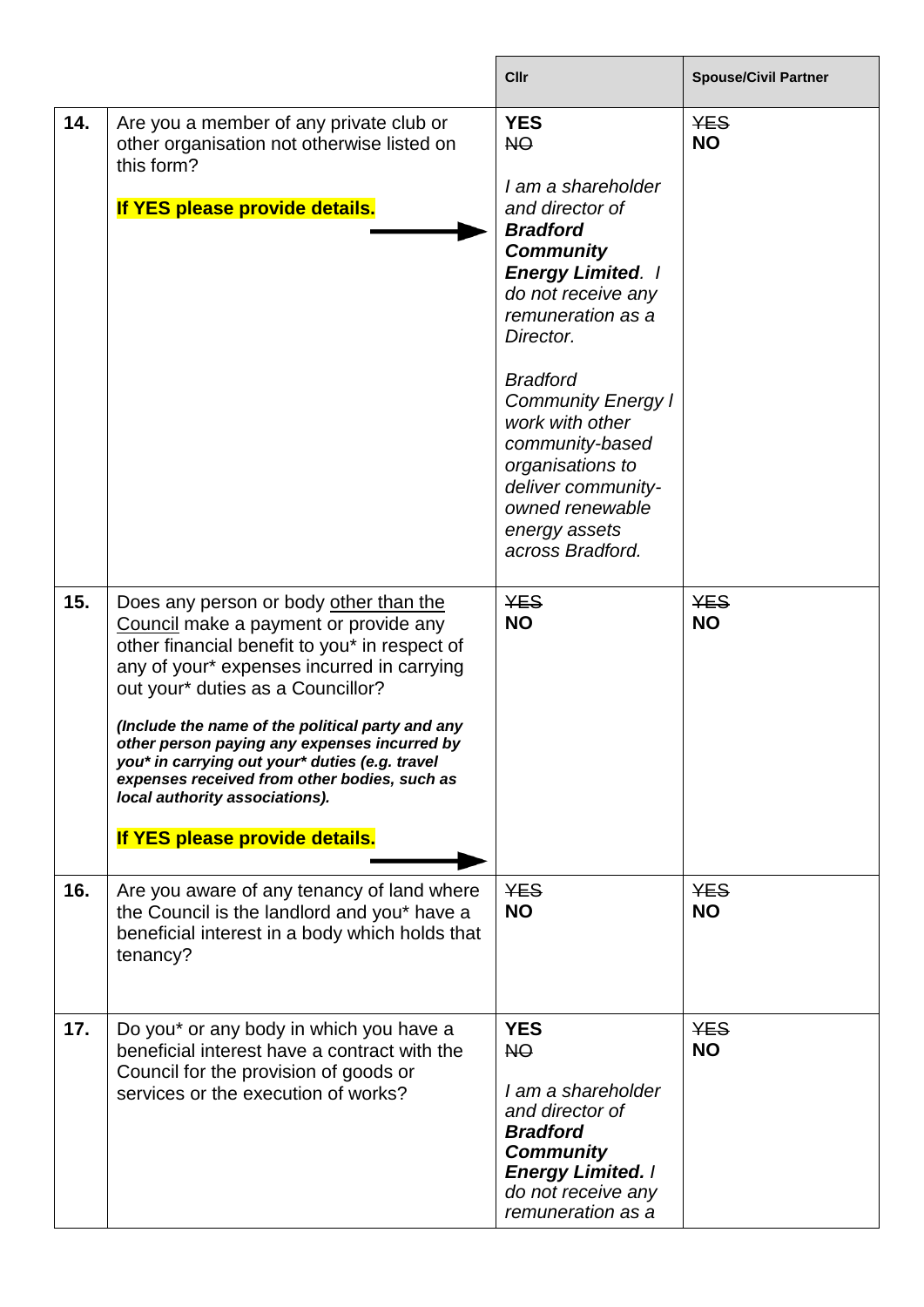| | | Cllr | Spouse/Civil Partner |
|---|---|---|---|
| 14. | Are you a member of any private club or other organisation not otherwise listed on this form?<br><br>**If YES please provide details.** | **YES**<br>~~NO~~<br><br>*I am a shareholder and director of **Bradford Community Energy Limited**. I do not receive any remuneration as a Director.*<br><br>*Bradford Community Energy I work with other community-based organisations to deliver community-owned renewable energy assets across Bradford.* | ~~YES~~<br>**NO** |
| 15. | Does any person or body <u>other than the Council</u> make a payment or provide any other financial benefit to you* in respect of any of your* expenses incurred in carrying out your* duties as a Councillor?<br><br>***(Include the name of the political party and any other person paying any expenses incurred by you* in carrying out your* duties (e.g. travel expenses received from other bodies, such as local authority associations).***<br><br>**If YES please provide details.** | ~~YES~~<br>**NO** | ~~YES~~<br>**NO** |
| 16. | Are you aware of any tenancy of land where the Council is the landlord and you* have a beneficial interest in a body which holds that tenancy? | ~~YES~~<br>**NO** | ~~YES~~<br>**NO** |
| 17. | Do you* or any body in which you have a beneficial interest have a contract with the Council for the provision of goods or services or the execution of works? | **YES**<br>~~NO~~<br><br>*I am a shareholder and director of **Bradford Community Energy Limited.** I do not receive any remuneration as a* | ~~YES~~<br>**NO** |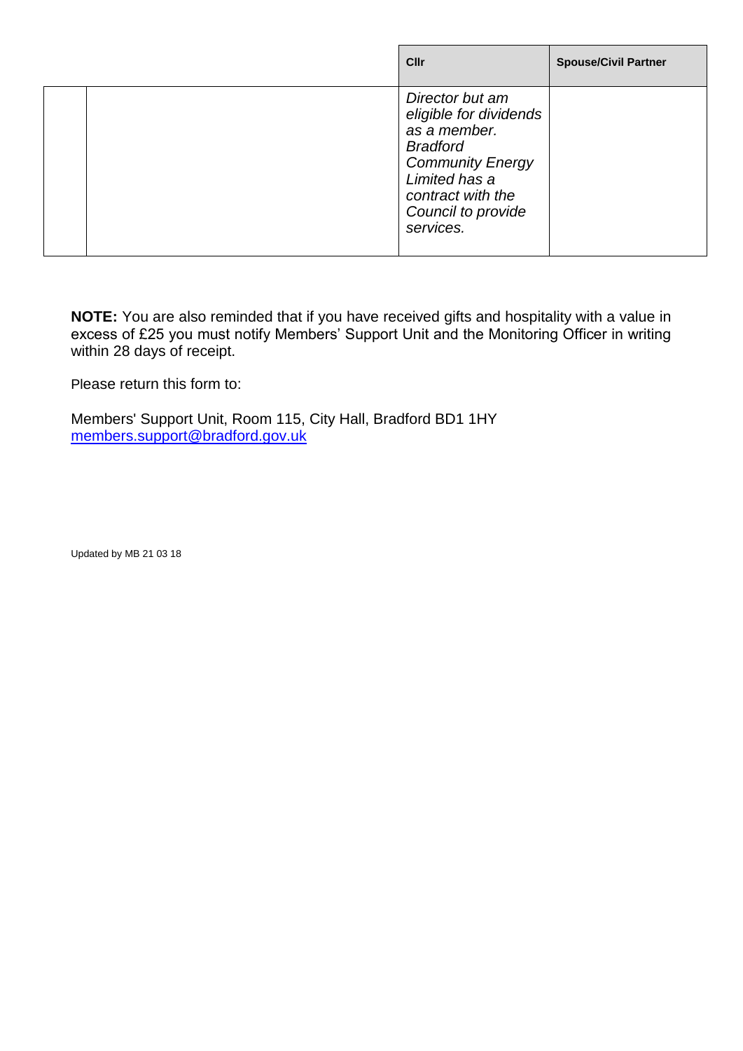| | | Cllr | Spouse/Civil Partner |
|---|---|---|---|
| | | *Director but am eligible for dividends as a member. Bradford Community Energy Limited has a contract with the Council to provide services.* | |

**NOTE:** You are also reminded that if you have received gifts and hospitality with a value in excess of £25 you must notify Members' Support Unit and the Monitoring Officer in writing within 28 days of receipt.

Please return this form to:

Members' Support Unit, Room 115, City Hall, Bradford BD1 1HY
members.support@bradford.gov.uk

Updated by MB 21 03 18